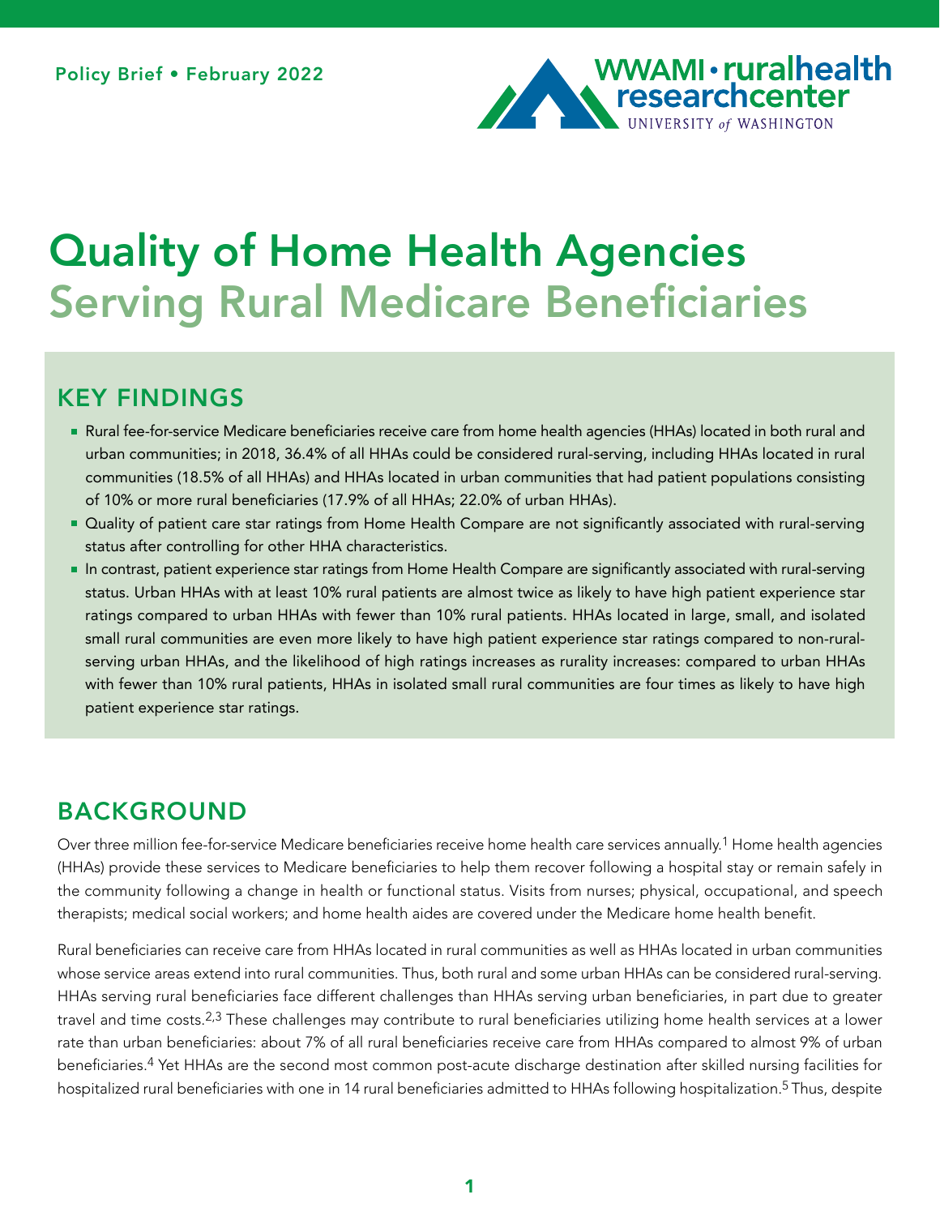Policy Brief • February 2022

WWAMI • ruralhealth researchcenter
UNIVERSITY of WASHINGTON

# Quality of Home Health Agencies Serving Rural Medicare Beneficiaries

## KEY FINDINGS

- Rural fee-for-service Medicare beneficiaries receive care from home health agencies (HHAs) located in both rural and urban communities; in 2018, 36.4% of all HHAs could be considered rural-serving, including HHAs located in rural communities (18.5% of all HHAs) and HHAs located in urban communities that had patient populations consisting of 10% or more rural beneficiaries (17.9% of all HHAs; 22.0% of urban HHAs).
- Quality of patient care star ratings from Home Health Compare are not significantly associated with rural-serving status after controlling for other HHA characteristics.
- In contrast, patient experience star ratings from Home Health Compare are significantly associated with rural-serving status. Urban HHAs with at least 10% rural patients are almost twice as likely to have high patient experience star ratings compared to urban HHAs with fewer than 10% rural patients. HHAs located in large, small, and isolated small rural communities are even more likely to have high patient experience star ratings compared to non-rural-serving urban HHAs, and the likelihood of high ratings increases as rurality increases: compared to urban HHAs with fewer than 10% rural patients, HHAs in isolated small rural communities are four times as likely to have high patient experience star ratings.

## BACKGROUND

Over three million fee-for-service Medicare beneficiaries receive home health care services annually.[1] Home health agencies (HHAs) provide these services to Medicare beneficiaries to help them recover following a hospital stay or remain safely in the community following a change in health or functional status. Visits from nurses; physical, occupational, and speech therapists; medical social workers; and home health aides are covered under the Medicare home health benefit.

Rural beneficiaries can receive care from HHAs located in rural communities as well as HHAs located in urban communities whose service areas extend into rural communities. Thus, both rural and some urban HHAs can be considered rural-serving. HHAs serving rural beneficiaries face different challenges than HHAs serving urban beneficiaries, in part due to greater travel and time costs.[2,3] These challenges may contribute to rural beneficiaries utilizing home health services at a lower rate than urban beneficiaries: about 7% of all rural beneficiaries receive care from HHAs compared to almost 9% of urban beneficiaries.[4] Yet HHAs are the second most common post-acute discharge destination after skilled nursing facilities for hospitalized rural beneficiaries with one in 14 rural beneficiaries admitted to HHAs following hospitalization.[5] Thus, despite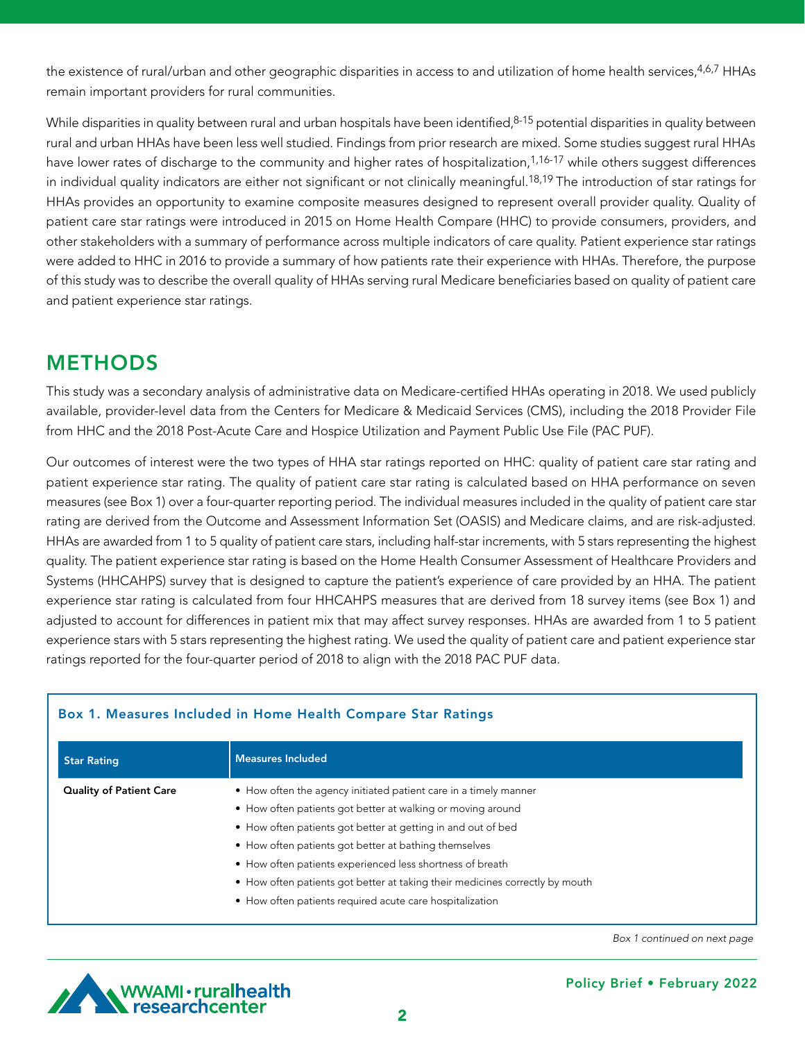the existence of rural/urban and other geographic disparities in access to and utilization of home health services,[4,6,7] HHAs remain important providers for rural communities.

While disparities in quality between rural and urban hospitals have been identified,[8-15] potential disparities in quality between rural and urban HHAs have been less well studied. Findings from prior research are mixed. Some studies suggest rural HHAs have lower rates of discharge to the community and higher rates of hospitalization,[1,16-17] while others suggest differences in individual quality indicators are either not significant or not clinically meaningful.[18,19] The introduction of star ratings for HHAs provides an opportunity to examine composite measures designed to represent overall provider quality. Quality of patient care star ratings were introduced in 2015 on Home Health Compare (HHC) to provide consumers, providers, and other stakeholders with a summary of performance across multiple indicators of care quality. Patient experience star ratings were added to HHC in 2016 to provide a summary of how patients rate their experience with HHAs. Therefore, the purpose of this study was to describe the overall quality of HHAs serving rural Medicare beneficiaries based on quality of patient care and patient experience star ratings.

## METHODS

This study was a secondary analysis of administrative data on Medicare-certified HHAs operating in 2018. We used publicly available, provider-level data from the Centers for Medicare & Medicaid Services (CMS), including the 2018 Provider File from HHC and the 2018 Post-Acute Care and Hospice Utilization and Payment Public Use File (PAC PUF).

Our outcomes of interest were the two types of HHA star ratings reported on HHC: quality of patient care star rating and patient experience star rating. The quality of patient care star rating is calculated based on HHA performance on seven measures (see Box 1) over a four-quarter reporting period. The individual measures included in the quality of patient care star rating are derived from the Outcome and Assessment Information Set (OASIS) and Medicare claims, and are risk-adjusted. HHAs are awarded from 1 to 5 quality of patient care stars, including half-star increments, with 5 stars representing the highest quality. The patient experience star rating is based on the Home Health Consumer Assessment of Healthcare Providers and Systems (HHCAHPS) survey that is designed to capture the patient's experience of care provided by an HHA. The patient experience star rating is calculated from four HHCAHPS measures that are derived from 18 survey items (see Box 1) and adjusted to account for differences in patient mix that may affect survey responses. HHAs are awarded from 1 to 5 patient experience stars with 5 stars representing the highest rating. We used the quality of patient care and patient experience star ratings reported for the four-quarter period of 2018 to align with the 2018 PAC PUF data.

**Box 1. Measures Included in Home Health Compare Star Ratings**

| Star Rating | Measures Included |
|---|---|
| **Quality of Patient Care** | • How often the agency initiated patient care in a timely manner<br>• How often patients got better at walking or moving around<br>• How often patients got better at getting in and out of bed<br>• How often patients got better at bathing themselves<br>• How often patients experienced less shortness of breath<br>• How often patients got better at taking their medicines correctly by mouth<br>• How often patients required acute care hospitalization |

*Box 1 continued on next page*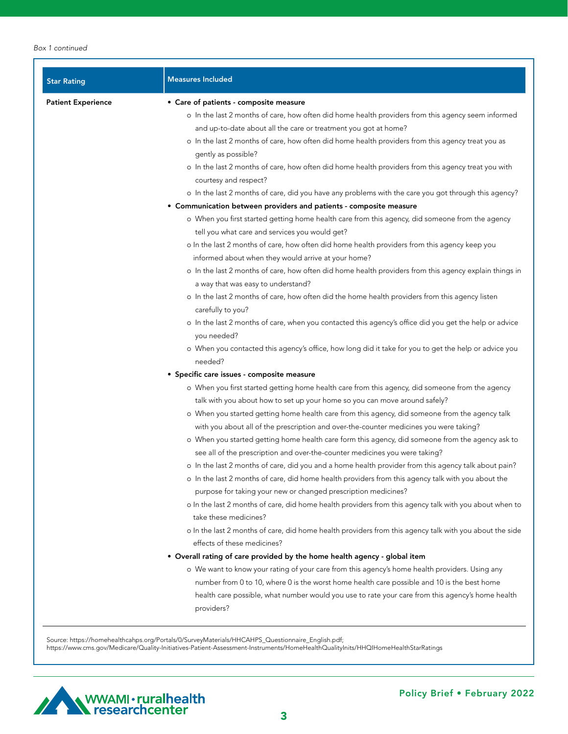*Box 1 continued*

| Star Rating | Measures Included |
| --- | --- |
| **Patient Experience** | • **Care of patients - composite measure**<br>o In the last 2 months of care, how often did home health providers from this agency seem informed and up-to-date about all the care or treatment you got at home?<br>o In the last 2 months of care, how often did home health providers from this agency treat you as gently as possible?<br>o In the last 2 months of care, how often did home health providers from this agency treat you with courtesy and respect?<br>o In the last 2 months of care, did you have any problems with the care you got through this agency?<br>• **Communication between providers and patients - composite measure**<br>o When you first started getting home health care from this agency, did someone from the agency tell you what care and services you would get?<br>o In the last 2 months of care, how often did home health providers from this agency keep you informed about when they would arrive at your home?<br>o In the last 2 months of care, how often did home health providers from this agency explain things in a way that was easy to understand?<br>o In the last 2 months of care, how often did the home health providers from this agency listen carefully to you?<br>o In the last 2 months of care, when you contacted this agency's office did you get the help or advice you needed?<br>o When you contacted this agency's office, how long did it take for you to get the help or advice you needed?<br>• **Specific care issues - composite measure**<br>o When you first started getting home health care from this agency, did someone from the agency talk with you about how to set up your home so you can move around safely?<br>o When you started getting home health care from this agency, did someone from the agency talk with you about all of the prescription and over-the-counter medicines you were taking?<br>o When you started getting home health care form this agency, did someone from the agency ask to see all of the prescription and over-the-counter medicines you were taking?<br>o In the last 2 months of care, did you and a home health provider from this agency talk about pain?<br>o In the last 2 months of care, did home health providers from this agency talk with you about the purpose for taking your new or changed prescription medicines?<br>o In the last 2 months of care, did home health providers from this agency talk with you about when to take these medicines?<br>o In the last 2 months of care, did home health providers from this agency talk with you about the side effects of these medicines?<br>• **Overall rating of care provided by the home health agency - global item**<br>o We want to know your rating of your care from this agency's home health providers. Using any number from 0 to 10, where 0 is the worst home health care possible and 10 is the best home health care possible, what number would you use to rate your care from this agency's home health providers? |

Source: https://homehealthcahps.org/Portals/0/SurveyMaterials/HHCAHPS_Questionnaire_English.pdf; https://www.cms.gov/Medicare/Quality-Initiatives-Patient-Assessment-Instruments/HomeHealthQualityInits/HHQIHomeHealthStarRatings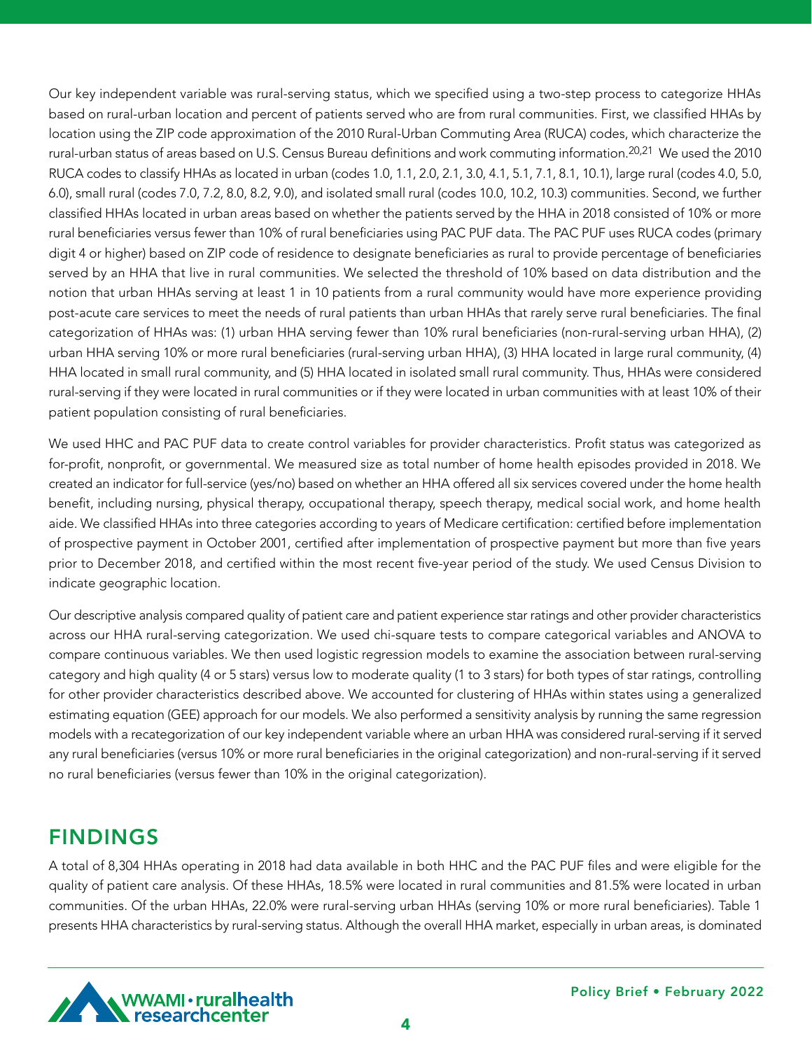Our key independent variable was rural-serving status, which we specified using a two-step process to categorize HHAs based on rural-urban location and percent of patients served who are from rural communities. First, we classified HHAs by location using the ZIP code approximation of the 2010 Rural-Urban Commuting Area (RUCA) codes, which characterize the rural-urban status of areas based on U.S. Census Bureau definitions and work commuting information.[20,21] We used the 2010 RUCA codes to classify HHAs as located in urban (codes 1.0, 1.1, 2.0, 2.1, 3.0, 4.1, 5.1, 7.1, 8.1, 10.1), large rural (codes 4.0, 5.0, 6.0), small rural (codes 7.0, 7.2, 8.0, 8.2, 9.0), and isolated small rural (codes 10.0, 10.2, 10.3) communities. Second, we further classified HHAs located in urban areas based on whether the patients served by the HHA in 2018 consisted of 10% or more rural beneficiaries versus fewer than 10% of rural beneficiaries using PAC PUF data. The PAC PUF uses RUCA codes (primary digit 4 or higher) based on ZIP code of residence to designate beneficiaries as rural to provide percentage of beneficiaries served by an HHA that live in rural communities. We selected the threshold of 10% based on data distribution and the notion that urban HHAs serving at least 1 in 10 patients from a rural community would have more experience providing post-acute care services to meet the needs of rural patients than urban HHAs that rarely serve rural beneficiaries. The final categorization of HHAs was: (1) urban HHA serving fewer than 10% rural beneficiaries (non-rural-serving urban HHA), (2) urban HHA serving 10% or more rural beneficiaries (rural-serving urban HHA), (3) HHA located in large rural community, (4) HHA located in small rural community, and (5) HHA located in isolated small rural community. Thus, HHAs were considered rural-serving if they were located in rural communities or if they were located in urban communities with at least 10% of their patient population consisting of rural beneficiaries.

We used HHC and PAC PUF data to create control variables for provider characteristics. Profit status was categorized as for-profit, nonprofit, or governmental. We measured size as total number of home health episodes provided in 2018. We created an indicator for full-service (yes/no) based on whether an HHA offered all six services covered under the home health benefit, including nursing, physical therapy, occupational therapy, speech therapy, medical social work, and home health aide. We classified HHAs into three categories according to years of Medicare certification: certified before implementation of prospective payment in October 2001, certified after implementation of prospective payment but more than five years prior to December 2018, and certified within the most recent five-year period of the study. We used Census Division to indicate geographic location.

Our descriptive analysis compared quality of patient care and patient experience star ratings and other provider characteristics across our HHA rural-serving categorization. We used chi-square tests to compare categorical variables and ANOVA to compare continuous variables. We then used logistic regression models to examine the association between rural-serving category and high quality (4 or 5 stars) versus low to moderate quality (1 to 3 stars) for both types of star ratings, controlling for other provider characteristics described above. We accounted for clustering of HHAs within states using a generalized estimating equation (GEE) approach for our models. We also performed a sensitivity analysis by running the same regression models with a recategorization of our key independent variable where an urban HHA was considered rural-serving if it served any rural beneficiaries (versus 10% or more rural beneficiaries in the original categorization) and non-rural-serving if it served no rural beneficiaries (versus fewer than 10% in the original categorization).

## FINDINGS

A total of 8,304 HHAs operating in 2018 had data available in both HHC and the PAC PUF files and were eligible for the quality of patient care analysis. Of these HHAs, 18.5% were located in rural communities and 81.5% were located in urban communities. Of the urban HHAs, 22.0% were rural-serving urban HHAs (serving 10% or more rural beneficiaries). Table 1 presents HHA characteristics by rural-serving status. Although the overall HHA market, especially in urban areas, is dominated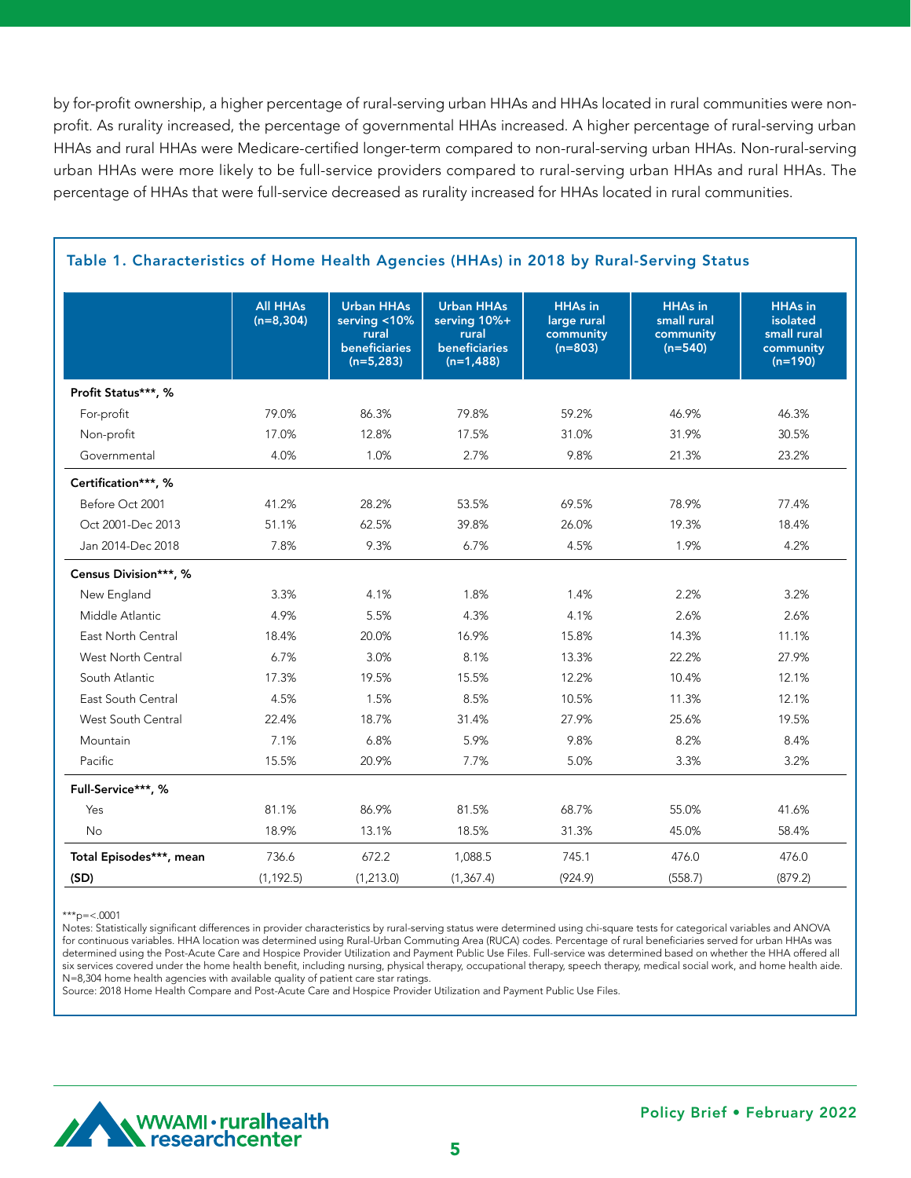by for-profit ownership, a higher percentage of rural-serving urban HHAs and HHAs located in rural communities were non-profit. As rurality increased, the percentage of governmental HHAs increased. A higher percentage of rural-serving urban HHAs and rural HHAs were Medicare-certified longer-term compared to non-rural-serving urban HHAs. Non-rural-serving urban HHAs were more likely to be full-service providers compared to rural-serving urban HHAs and rural HHAs. The percentage of HHAs that were full-service decreased as rurality increased for HHAs located in rural communities.

## Table 1. Characteristics of Home Health Agencies (HHAs) in 2018 by Rural-Serving Status

| | All HHAs (n=8,304) | Urban HHAs serving <10% rural beneficiaries (n=5,283) | Urban HHAs serving 10%+ rural beneficiaries (n=1,488) | HHAs in large rural community (n=803) | HHAs in small rural community (n=540) | HHAs in isolated small rural community (n=190) |
|---|---|---|---|---|---|---|
| **Profit Status\*\*\*, %** | | | | | | |
| For-profit | 79.0% | 86.3% | 79.8% | 59.2% | 46.9% | 46.3% |
| Non-profit | 17.0% | 12.8% | 17.5% | 31.0% | 31.9% | 30.5% |
| Governmental | 4.0% | 1.0% | 2.7% | 9.8% | 21.3% | 23.2% |
| **Certification\*\*\*, %** | | | | | | |
| Before Oct 2001 | 41.2% | 28.2% | 53.5% | 69.5% | 78.9% | 77.4% |
| Oct 2001-Dec 2013 | 51.1% | 62.5% | 39.8% | 26.0% | 19.3% | 18.4% |
| Jan 2014-Dec 2018 | 7.8% | 9.3% | 6.7% | 4.5% | 1.9% | 4.2% |
| **Census Division\*\*\*, %** | | | | | | |
| New England | 3.3% | 4.1% | 1.8% | 1.4% | 2.2% | 3.2% |
| Middle Atlantic | 4.9% | 5.5% | 4.3% | 4.1% | 2.6% | 2.6% |
| East North Central | 18.4% | 20.0% | 16.9% | 15.8% | 14.3% | 11.1% |
| West North Central | 6.7% | 3.0% | 8.1% | 13.3% | 22.2% | 27.9% |
| South Atlantic | 17.3% | 19.5% | 15.5% | 12.2% | 10.4% | 12.1% |
| East South Central | 4.5% | 1.5% | 8.5% | 10.5% | 11.3% | 12.1% |
| West South Central | 22.4% | 18.7% | 31.4% | 27.9% | 25.6% | 19.5% |
| Mountain | 7.1% | 6.8% | 5.9% | 9.8% | 8.2% | 8.4% |
| Pacific | 15.5% | 20.9% | 7.7% | 5.0% | 3.3% | 3.2% |
| **Full-Service\*\*\*, %** | | | | | | |
| Yes | 81.1% | 86.9% | 81.5% | 68.7% | 55.0% | 41.6% |
| No | 18.9% | 13.1% | 18.5% | 31.3% | 45.0% | 58.4% |
| **Total Episodes\*\*\*, mean** | 736.6 | 672.2 | 1,088.5 | 745.1 | 476.0 | 476.0 |
| **(SD)** | (1,192.5) | (1,213.0) | (1,367.4) | (924.9) | (558.7) | (879.2) |

***p=<.0001

Notes: Statistically significant differences in provider characteristics by rural-serving status were determined using chi-square tests for categorical variables and ANOVA for continuous variables. HHA location was determined using Rural-Urban Commuting Area (RUCA) codes. Percentage of rural beneficiaries served for urban HHAs was determined using the Post-Acute Care and Hospice Provider Utilization and Payment Public Use Files. Full-service was determined based on whether the HHA offered all six services covered under the home health benefit, including nursing, physical therapy, occupational therapy, speech therapy, medical social work, and home health aide. N=8,304 home health agencies with available quality of patient care star ratings.

Source: 2018 Home Health Compare and Post-Acute Care and Hospice Provider Utilization and Payment Public Use Files.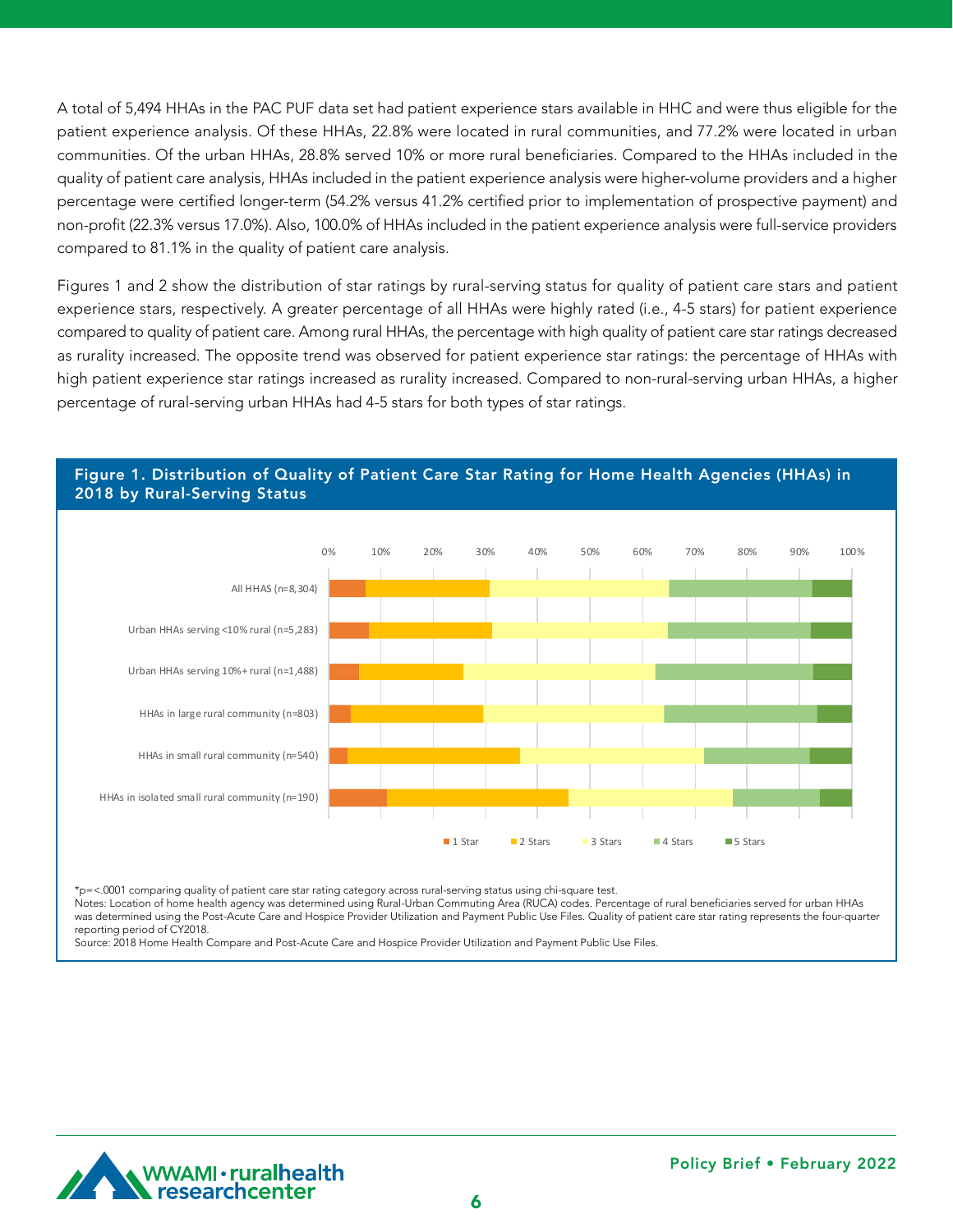A total of 5,494 HHAs in the PAC PUF data set had patient experience stars available in HHC and were thus eligible for the patient experience analysis. Of these HHAs, 22.8% were located in rural communities, and 77.2% were located in urban communities. Of the urban HHAs, 28.8% served 10% or more rural beneficiaries. Compared to the HHAs included in the quality of patient care analysis, HHAs included in the patient experience analysis were higher-volume providers and a higher percentage were certified longer-term (54.2% versus 41.2% certified prior to implementation of prospective payment) and non-profit (22.3% versus 17.0%). Also, 100.0% of HHAs included in the patient experience analysis were full-service providers compared to 81.1% in the quality of patient care analysis.

Figures 1 and 2 show the distribution of star ratings by rural-serving status for quality of patient care stars and patient experience stars, respectively. A greater percentage of all HHAs were highly rated (i.e., 4-5 stars) for patient experience compared to quality of patient care. Among rural HHAs, the percentage with high quality of patient care star ratings decreased as rurality increased. The opposite trend was observed for patient experience star ratings: the percentage of HHAs with high patient experience star ratings increased as rurality increased. Compared to non-rural-serving urban HHAs, a higher percentage of rural-serving urban HHAs had 4-5 stars for both types of star ratings.

**Figure 1. Distribution of Quality of Patient Care Star Rating for Home Health Agencies (HHAs) in 2018 by Rural-Serving Status**

Categories shown: All HHAS (n=8,304); Urban HHAs serving <10% rural (n=5,283); Urban HHAs serving 10%+ rural (n=1,488); HHAs in large rural community (n=803); HHAs in small rural community (n=540); HHAs in isolated small rural community (n=190). Legend: 1 Star, 2 Stars, 3 Stars, 4 Stars, 5 Stars.

*p=<.0001 comparing quality of patient care star rating category across rural-serving status using chi-square test.
Notes: Location of home health agency was determined using Rural-Urban Commuting Area (RUCA) codes. Percentage of rural beneficiaries served for urban HHAs was determined using the Post-Acute Care and Hospice Provider Utilization and Payment Public Use Files. Quality of patient care star rating represents the four-quarter reporting period of CY2018.
Source: 2018 Home Health Compare and Post-Acute Care and Hospice Provider Utilization and Payment Public Use Files.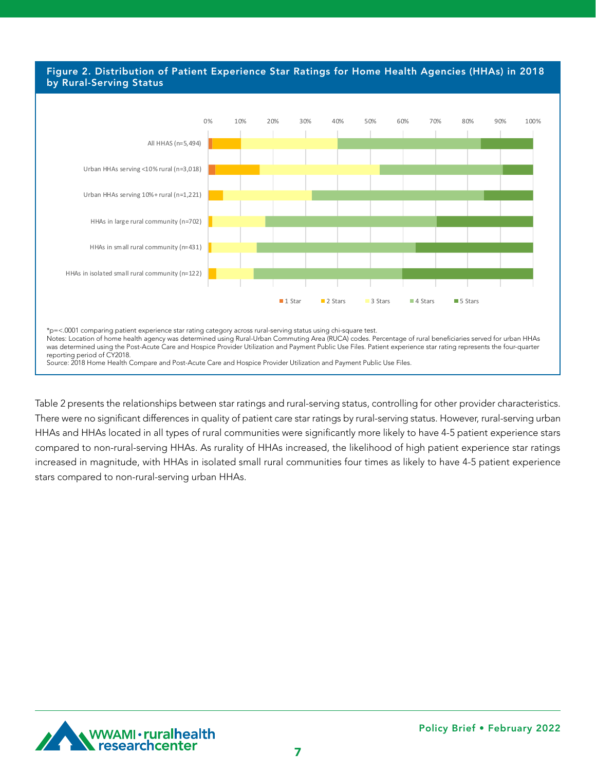**Figure 2. Distribution of Patient Experience Star Ratings for Home Health Agencies (HHAs) in 2018 by Rural-Serving Status**

*p=<.0001 comparing patient experience star rating category across rural-serving status using chi-square test.
Notes: Location of home health agency was determined using Rural-Urban Commuting Area (RUCA) codes. Percentage of rural beneficiaries served for urban HHAs was determined using the Post-Acute Care and Hospice Provider Utilization and Payment Public Use Files. Patient experience star rating represents the four-quarter reporting period of CY2018.
Source: 2018 Home Health Compare and Post-Acute Care and Hospice Provider Utilization and Payment Public Use Files.

Table 2 presents the relationships between star ratings and rural-serving status, controlling for other provider characteristics. There were no significant differences in quality of patient care star ratings by rural-serving status. However, rural-serving urban HHAs and HHAs located in all types of rural communities were significantly more likely to have 4-5 patient experience stars compared to non-rural-serving HHAs. As rurality of HHAs increased, the likelihood of high patient experience star ratings increased in magnitude, with HHAs in isolated small rural communities four times as likely to have 4-5 patient experience stars compared to non-rural-serving urban HHAs.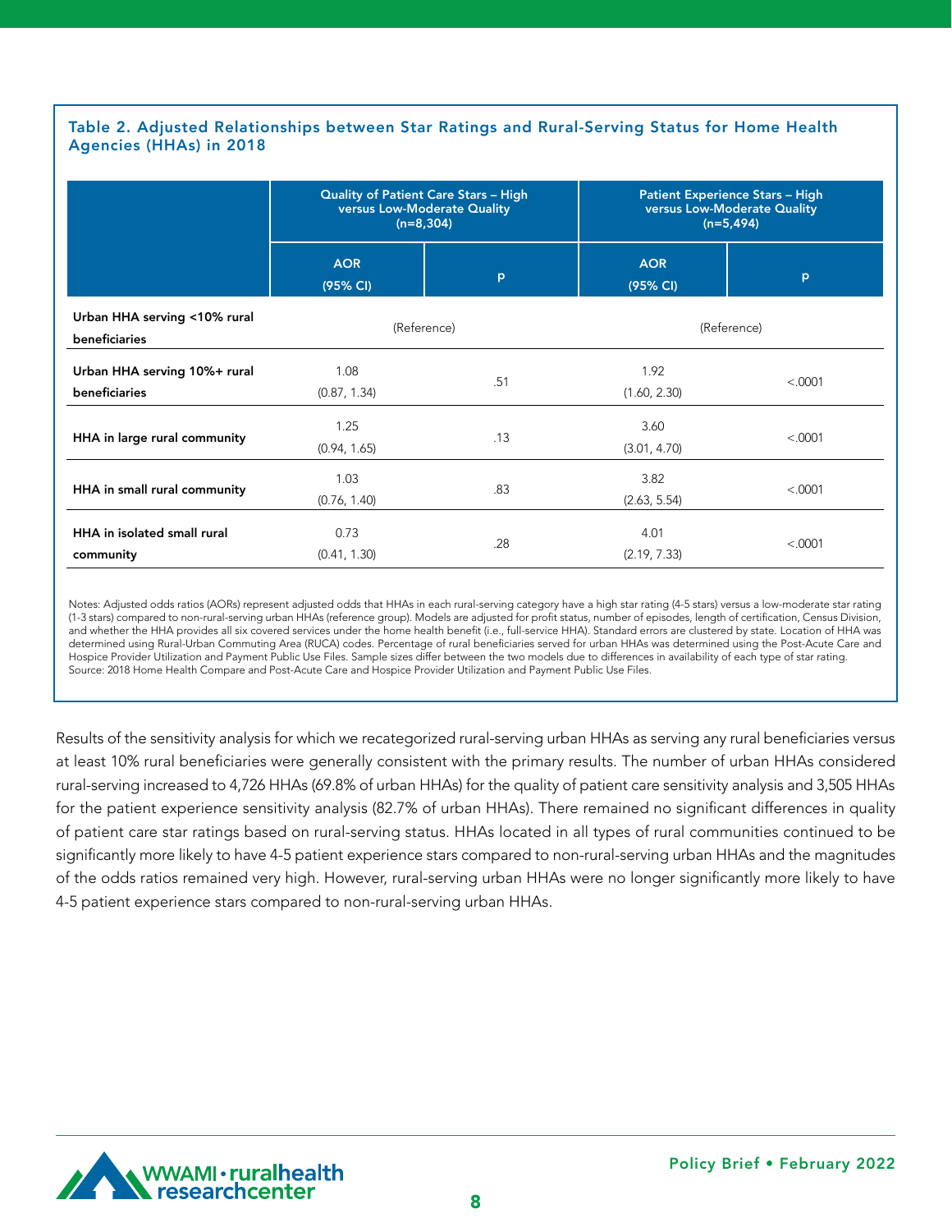**Table 2. Adjusted Relationships between Star Ratings and Rural-Serving Status for Home Health Agencies (HHAs) in 2018**

| | Quality of Patient Care Stars – High versus Low-Moderate Quality (n=8,304) | | Patient Experience Stars – High versus Low-Moderate Quality (n=5,494) | |
|---|---|---|---|---|
| | AOR (95% CI) | p | AOR (95% CI) | p |
| Urban HHA serving <10% rural beneficiaries | (Reference) | | (Reference) | |
| Urban HHA serving 10%+ rural beneficiaries | 1.08 (0.87, 1.34) | .51 | 1.92 (1.60, 2.30) | <.0001 |
| HHA in large rural community | 1.25 (0.94, 1.65) | .13 | 3.60 (3.01, 4.70) | <.0001 |
| HHA in small rural community | 1.03 (0.76, 1.40) | .83 | 3.82 (2.63, 5.54) | <.0001 |
| HHA in isolated small rural community | 0.73 (0.41, 1.30) | .28 | 4.01 (2.19, 7.33) | <.0001 |

Notes: Adjusted odds ratios (AORs) represent adjusted odds that HHAs in each rural-serving category have a high star rating (4-5 stars) versus a low-moderate star rating (1-3 stars) compared to non-rural-serving urban HHAs (reference group). Models are adjusted for profit status, number of episodes, length of certification, Census Division, and whether the HHA provides all six covered services under the home health benefit (i.e., full-service HHA). Standard errors are clustered by state. Location of HHA was determined using Rural-Urban Commuting Area (RUCA) codes. Percentage of rural beneficiaries served for urban HHAs was determined using the Post-Acute Care and Hospice Provider Utilization and Payment Public Use Files. Sample sizes differ between the two models due to differences in availability of each type of star rating.
Source: 2018 Home Health Compare and Post-Acute Care and Hospice Provider Utilization and Payment Public Use Files.

Results of the sensitivity analysis for which we recategorized rural-serving urban HHAs as serving any rural beneficiaries versus at least 10% rural beneficiaries were generally consistent with the primary results. The number of urban HHAs considered rural-serving increased to 4,726 HHAs (69.8% of urban HHAs) for the quality of patient care sensitivity analysis and 3,505 HHAs for the patient experience sensitivity analysis (82.7% of urban HHAs). There remained no significant differences in quality of patient care star ratings based on rural-serving status. HHAs located in all types of rural communities continued to be significantly more likely to have 4-5 patient experience stars compared to non-rural-serving urban HHAs and the magnitudes of the odds ratios remained very high. However, rural-serving urban HHAs were no longer significantly more likely to have 4-5 patient experience stars compared to non-rural-serving urban HHAs.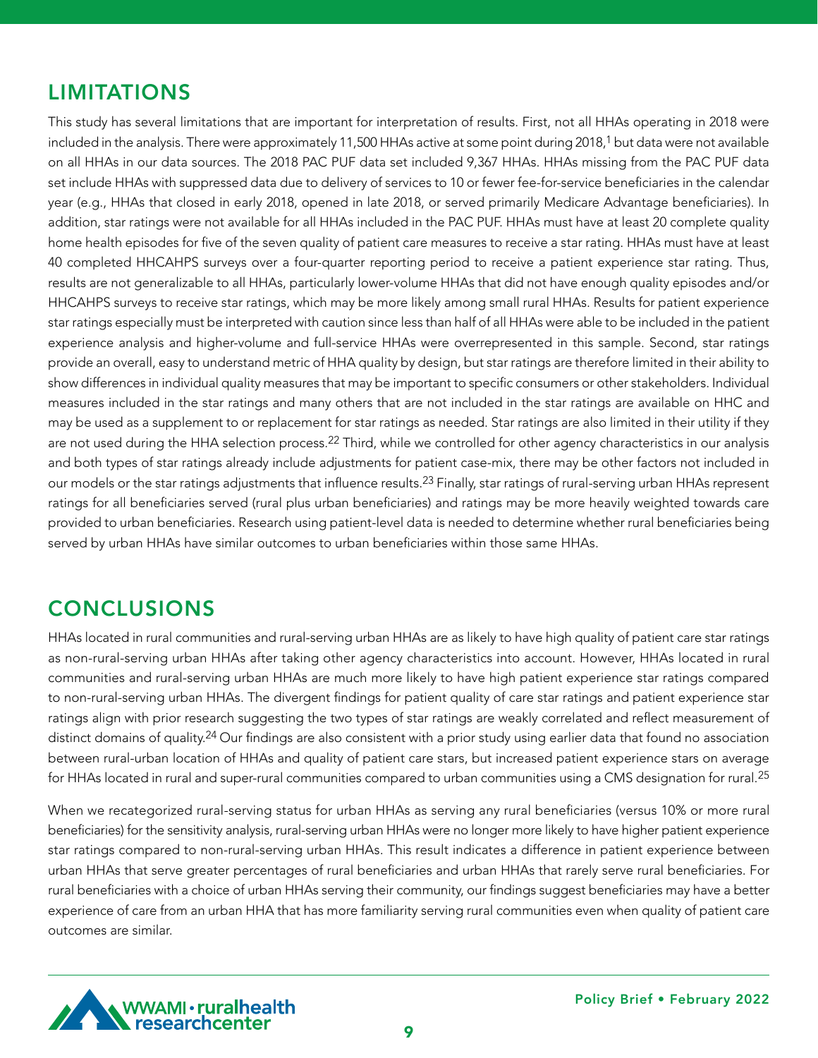## LIMITATIONS

This study has several limitations that are important for interpretation of results. First, not all HHAs operating in 2018 were included in the analysis. There were approximately 11,500 HHAs active at some point during 2018,[1] but data were not available on all HHAs in our data sources. The 2018 PAC PUF data set included 9,367 HHAs. HHAs missing from the PAC PUF data set include HHAs with suppressed data due to delivery of services to 10 or fewer fee-for-service beneficiaries in the calendar year (e.g., HHAs that closed in early 2018, opened in late 2018, or served primarily Medicare Advantage beneficiaries). In addition, star ratings were not available for all HHAs included in the PAC PUF. HHAs must have at least 20 complete quality home health episodes for five of the seven quality of patient care measures to receive a star rating. HHAs must have at least 40 completed HHCAHPS surveys over a four-quarter reporting period to receive a patient experience star rating. Thus, results are not generalizable to all HHAs, particularly lower-volume HHAs that did not have enough quality episodes and/or HHCAHPS surveys to receive star ratings, which may be more likely among small rural HHAs. Results for patient experience star ratings especially must be interpreted with caution since less than half of all HHAs were able to be included in the patient experience analysis and higher-volume and full-service HHAs were overrepresented in this sample. Second, star ratings provide an overall, easy to understand metric of HHA quality by design, but star ratings are therefore limited in their ability to show differences in individual quality measures that may be important to specific consumers or other stakeholders. Individual measures included in the star ratings and many others that are not included in the star ratings are available on HHC and may be used as a supplement to or replacement for star ratings as needed. Star ratings are also limited in their utility if they are not used during the HHA selection process.[22] Third, while we controlled for other agency characteristics in our analysis and both types of star ratings already include adjustments for patient case-mix, there may be other factors not included in our models or the star ratings adjustments that influence results.[23] Finally, star ratings of rural-serving urban HHAs represent ratings for all beneficiaries served (rural plus urban beneficiaries) and ratings may be more heavily weighted towards care provided to urban beneficiaries. Research using patient-level data is needed to determine whether rural beneficiaries being served by urban HHAs have similar outcomes to urban beneficiaries within those same HHAs.

## CONCLUSIONS

HHAs located in rural communities and rural-serving urban HHAs are as likely to have high quality of patient care star ratings as non-rural-serving urban HHAs after taking other agency characteristics into account. However, HHAs located in rural communities and rural-serving urban HHAs are much more likely to have high patient experience star ratings compared to non-rural-serving urban HHAs. The divergent findings for patient quality of care star ratings and patient experience star ratings align with prior research suggesting the two types of star ratings are weakly correlated and reflect measurement of distinct domains of quality.[24] Our findings are also consistent with a prior study using earlier data that found no association between rural-urban location of HHAs and quality of patient care stars, but increased patient experience stars on average for HHAs located in rural and super-rural communities compared to urban communities using a CMS designation for rural.[25]

When we recategorized rural-serving status for urban HHAs as serving any rural beneficiaries (versus 10% or more rural beneficiaries) for the sensitivity analysis, rural-serving urban HHAs were no longer more likely to have higher patient experience star ratings compared to non-rural-serving urban HHAs. This result indicates a difference in patient experience between urban HHAs that serve greater percentages of rural beneficiaries and urban HHAs that rarely serve rural beneficiaries. For rural beneficiaries with a choice of urban HHAs serving their community, our findings suggest beneficiaries may have a better experience of care from an urban HHA that has more familiarity serving rural communities even when quality of patient care outcomes are similar.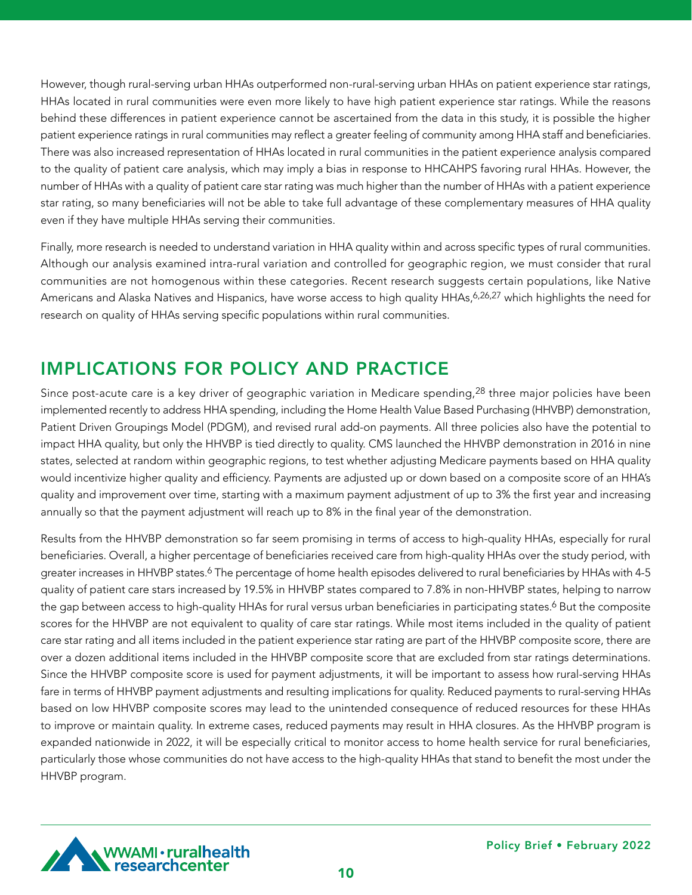However, though rural-serving urban HHAs outperformed non-rural-serving urban HHAs on patient experience star ratings, HHAs located in rural communities were even more likely to have high patient experience star ratings. While the reasons behind these differences in patient experience cannot be ascertained from the data in this study, it is possible the higher patient experience ratings in rural communities may reflect a greater feeling of community among HHA staff and beneficiaries. There was also increased representation of HHAs located in rural communities in the patient experience analysis compared to the quality of patient care analysis, which may imply a bias in response to HHCAHPS favoring rural HHAs. However, the number of HHAs with a quality of patient care star rating was much higher than the number of HHAs with a patient experience star rating, so many beneficiaries will not be able to take full advantage of these complementary measures of HHA quality even if they have multiple HHAs serving their communities.

Finally, more research is needed to understand variation in HHA quality within and across specific types of rural communities. Although our analysis examined intra-rural variation and controlled for geographic region, we must consider that rural communities are not homogenous within these categories. Recent research suggests certain populations, like Native Americans and Alaska Natives and Hispanics, have worse access to high quality HHAs,[6,26,27] which highlights the need for research on quality of HHAs serving specific populations within rural communities.

## IMPLICATIONS FOR POLICY AND PRACTICE

Since post-acute care is a key driver of geographic variation in Medicare spending,[28] three major policies have been implemented recently to address HHA spending, including the Home Health Value Based Purchasing (HHVBP) demonstration, Patient Driven Groupings Model (PDGM), and revised rural add-on payments. All three policies also have the potential to impact HHA quality, but only the HHVBP is tied directly to quality. CMS launched the HHVBP demonstration in 2016 in nine states, selected at random within geographic regions, to test whether adjusting Medicare payments based on HHA quality would incentivize higher quality and efficiency. Payments are adjusted up or down based on a composite score of an HHA's quality and improvement over time, starting with a maximum payment adjustment of up to 3% the first year and increasing annually so that the payment adjustment will reach up to 8% in the final year of the demonstration.

Results from the HHVBP demonstration so far seem promising in terms of access to high-quality HHAs, especially for rural beneficiaries. Overall, a higher percentage of beneficiaries received care from high-quality HHAs over the study period, with greater increases in HHVBP states.[6] The percentage of home health episodes delivered to rural beneficiaries by HHAs with 4-5 quality of patient care stars increased by 19.5% in HHVBP states compared to 7.8% in non-HHVBP states, helping to narrow the gap between access to high-quality HHAs for rural versus urban beneficiaries in participating states.[6] But the composite scores for the HHVBP are not equivalent to quality of care star ratings. While most items included in the quality of patient care star rating and all items included in the patient experience star rating are part of the HHVBP composite score, there are over a dozen additional items included in the HHVBP composite score that are excluded from star ratings determinations. Since the HHVBP composite score is used for payment adjustments, it will be important to assess how rural-serving HHAs fare in terms of HHVBP payment adjustments and resulting implications for quality. Reduced payments to rural-serving HHAs based on low HHVBP composite scores may lead to the unintended consequence of reduced resources for these HHAs to improve or maintain quality. In extreme cases, reduced payments may result in HHA closures. As the HHVBP program is expanded nationwide in 2022, it will be especially critical to monitor access to home health service for rural beneficiaries, particularly those whose communities do not have access to the high-quality HHAs that stand to benefit the most under the HHVBP program.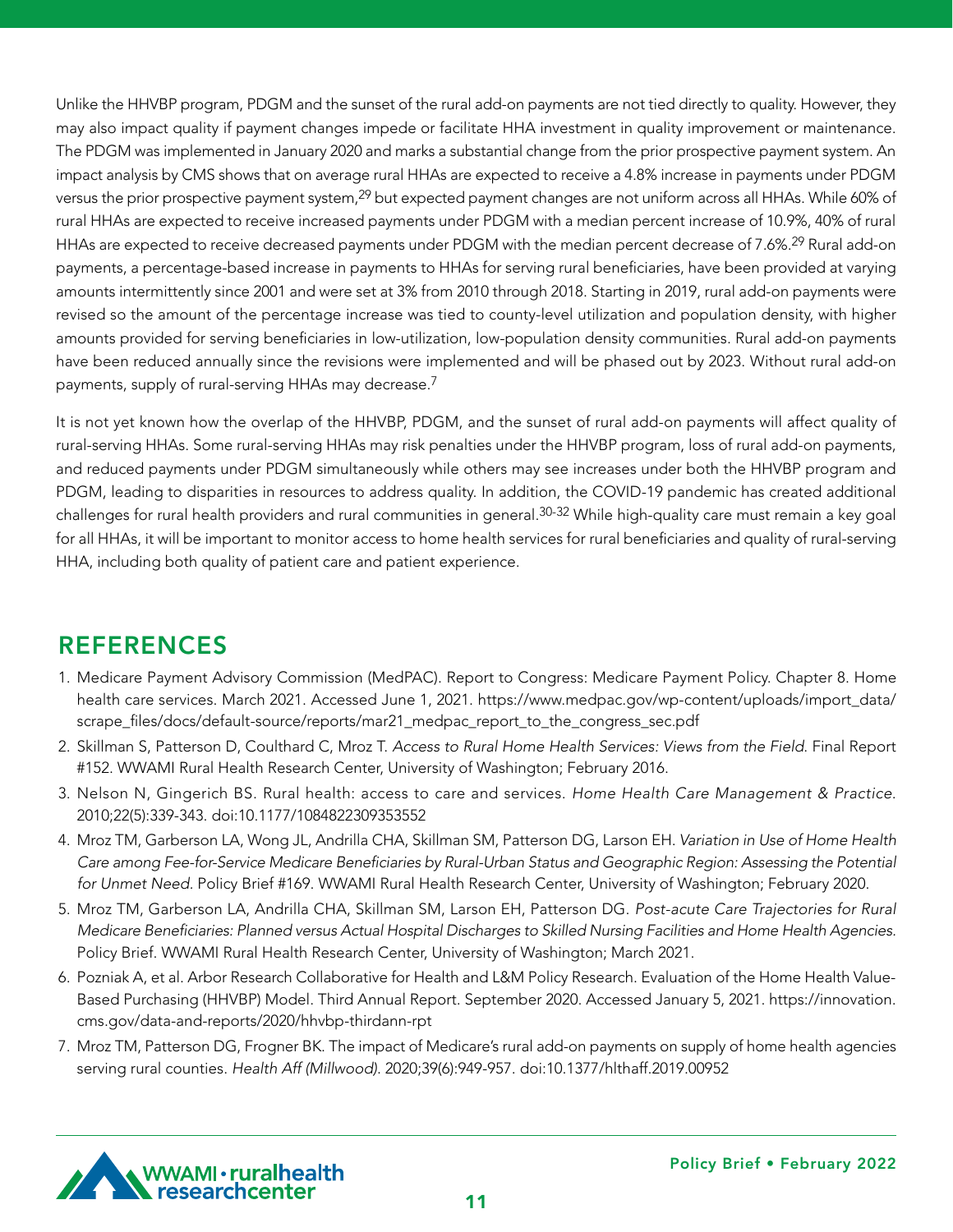Unlike the HHVBP program, PDGM and the sunset of the rural add-on payments are not tied directly to quality. However, they may also impact quality if payment changes impede or facilitate HHA investment in quality improvement or maintenance. The PDGM was implemented in January 2020 and marks a substantial change from the prior prospective payment system. An impact analysis by CMS shows that on average rural HHAs are expected to receive a 4.8% increase in payments under PDGM versus the prior prospective payment system,[29] but expected payment changes are not uniform across all HHAs. While 60% of rural HHAs are expected to receive increased payments under PDGM with a median percent increase of 10.9%, 40% of rural HHAs are expected to receive decreased payments under PDGM with the median percent decrease of 7.6%.[29] Rural add-on payments, a percentage-based increase in payments to HHAs for serving rural beneficiaries, have been provided at varying amounts intermittently since 2001 and were set at 3% from 2010 through 2018. Starting in 2019, rural add-on payments were revised so the amount of the percentage increase was tied to county-level utilization and population density, with higher amounts provided for serving beneficiaries in low-utilization, low-population density communities. Rural add-on payments have been reduced annually since the revisions were implemented and will be phased out by 2023. Without rural add-on payments, supply of rural-serving HHAs may decrease.[7]

It is not yet known how the overlap of the HHVBP, PDGM, and the sunset of rural add-on payments will affect quality of rural-serving HHAs. Some rural-serving HHAs may risk penalties under the HHVBP program, loss of rural add-on payments, and reduced payments under PDGM simultaneously while others may see increases under both the HHVBP program and PDGM, leading to disparities in resources to address quality. In addition, the COVID-19 pandemic has created additional challenges for rural health providers and rural communities in general.[30-32] While high-quality care must remain a key goal for all HHAs, it will be important to monitor access to home health services for rural beneficiaries and quality of rural-serving HHA, including both quality of patient care and patient experience.

## REFERENCES

1. Medicare Payment Advisory Commission (MedPAC). Report to Congress: Medicare Payment Policy. Chapter 8. Home health care services. March 2021. Accessed June 1, 2021. https://www.medpac.gov/wp-content/uploads/import_data/scrape_files/docs/default-source/reports/mar21_medpac_report_to_the_congress_sec.pdf
2. Skillman S, Patterson D, Coulthard C, Mroz T. *Access to Rural Home Health Services: Views from the Field.* Final Report #152. WWAMI Rural Health Research Center, University of Washington; February 2016.
3. Nelson N, Gingerich BS. Rural health: access to care and services. *Home Health Care Management & Practice.* 2010;22(5):339-343. doi:10.1177/1084822309353552
4. Mroz TM, Garberson LA, Wong JL, Andrilla CHA, Skillman SM, Patterson DG, Larson EH. *Variation in Use of Home Health Care among Fee-for-Service Medicare Beneficiaries by Rural-Urban Status and Geographic Region: Assessing the Potential for Unmet Need.* Policy Brief #169. WWAMI Rural Health Research Center, University of Washington; February 2020.
5. Mroz TM, Garberson LA, Andrilla CHA, Skillman SM, Larson EH, Patterson DG. *Post-acute Care Trajectories for Rural Medicare Beneficiaries: Planned versus Actual Hospital Discharges to Skilled Nursing Facilities and Home Health Agencies.* Policy Brief. WWAMI Rural Health Research Center, University of Washington; March 2021.
6. Pozniak A, et al. Arbor Research Collaborative for Health and L&M Policy Research. Evaluation of the Home Health Value-Based Purchasing (HHVBP) Model. Third Annual Report. September 2020. Accessed January 5, 2021. https://innovation.cms.gov/data-and-reports/2020/hhvbp-thirdann-rpt
7. Mroz TM, Patterson DG, Frogner BK. The impact of Medicare's rural add-on payments on supply of home health agencies serving rural counties. *Health Aff (Millwood).* 2020;39(6):949-957. doi:10.1377/hlthaff.2019.00952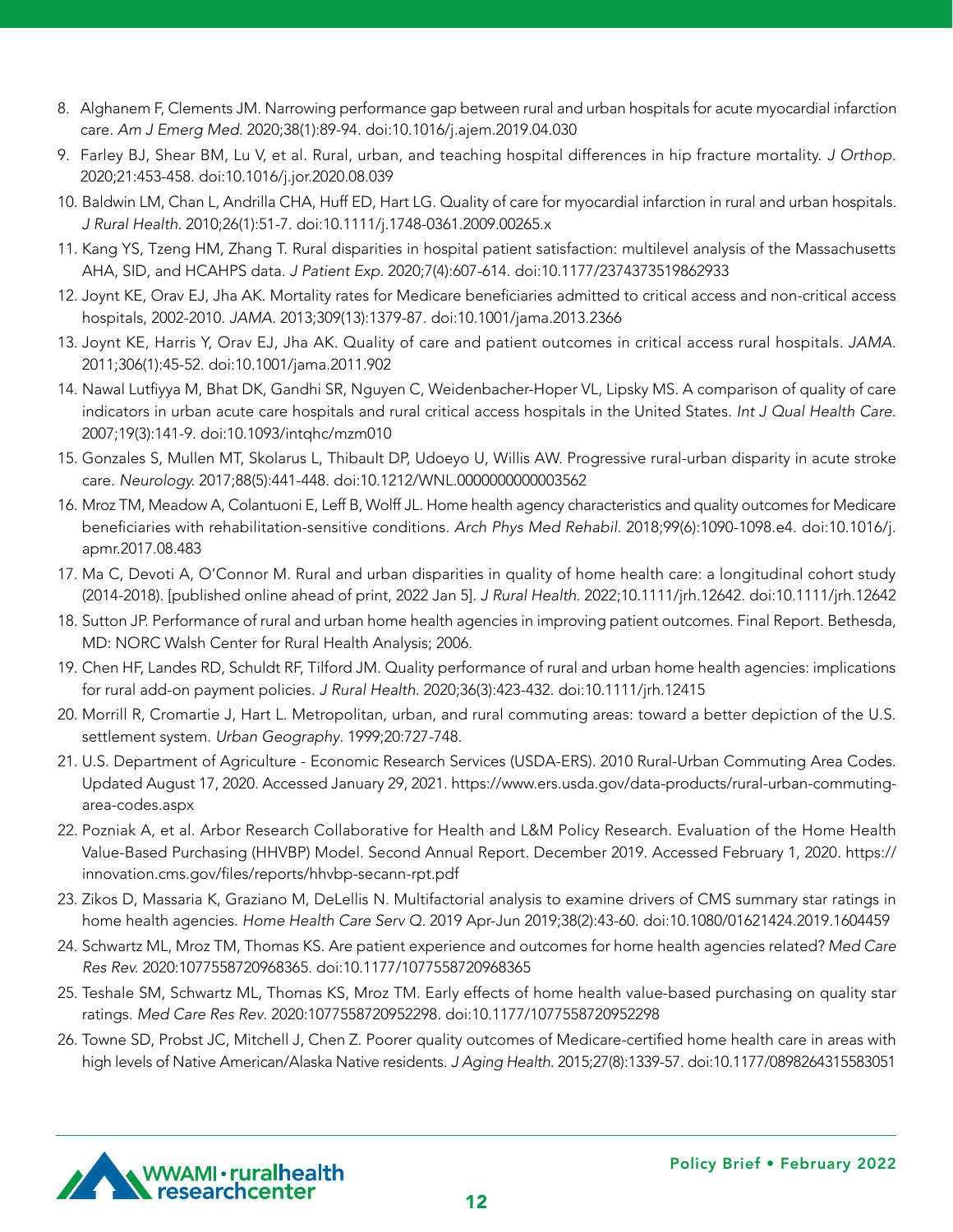8. Alghanem F, Clements JM. Narrowing performance gap between rural and urban hospitals for acute myocardial infarction care. *Am J Emerg Med.* 2020;38(1):89-94. doi:10.1016/j.ajem.2019.04.030
9. Farley BJ, Shear BM, Lu V, et al. Rural, urban, and teaching hospital differences in hip fracture mortality. *J Orthop.* 2020;21:453-458. doi:10.1016/j.jor.2020.08.039
10. Baldwin LM, Chan L, Andrilla CHA, Huff ED, Hart LG. Quality of care for myocardial infarction in rural and urban hospitals. *J Rural Health.* 2010;26(1):51-7. doi:10.1111/j.1748-0361.2009.00265.x
11. Kang YS, Tzeng HM, Zhang T. Rural disparities in hospital patient satisfaction: multilevel analysis of the Massachusetts AHA, SID, and HCAHPS data. *J Patient Exp.* 2020;7(4):607-614. doi:10.1177/2374373519862933
12. Joynt KE, Orav EJ, Jha AK. Mortality rates for Medicare beneficiaries admitted to critical access and non-critical access hospitals, 2002-2010. *JAMA.* 2013;309(13):1379-87. doi:10.1001/jama.2013.2366
13. Joynt KE, Harris Y, Orav EJ, Jha AK. Quality of care and patient outcomes in critical access rural hospitals. *JAMA.* 2011;306(1):45-52. doi:10.1001/jama.2011.902
14. Nawal Lutfiyya M, Bhat DK, Gandhi SR, Nguyen C, Weidenbacher-Hoper VL, Lipsky MS. A comparison of quality of care indicators in urban acute care hospitals and rural critical access hospitals in the United States. *Int J Qual Health Care.* 2007;19(3):141-9. doi:10.1093/intqhc/mzm010
15. Gonzales S, Mullen MT, Skolarus L, Thibault DP, Udoeyo U, Willis AW. Progressive rural-urban disparity in acute stroke care. *Neurology.* 2017;88(5):441-448. doi:10.1212/WNL.0000000000003562
16. Mroz TM, Meadow A, Colantuoni E, Leff B, Wolff JL. Home health agency characteristics and quality outcomes for Medicare beneficiaries with rehabilitation-sensitive conditions. *Arch Phys Med Rehabil.* 2018;99(6):1090-1098.e4. doi:10.1016/j.apmr.2017.08.483
17. Ma C, Devoti A, O'Connor M. Rural and urban disparities in quality of home health care: a longitudinal cohort study (2014-2018). [published online ahead of print, 2022 Jan 5]. *J Rural Health.* 2022;10.1111/jrh.12642. doi:10.1111/jrh.12642
18. Sutton JP. Performance of rural and urban home health agencies in improving patient outcomes. Final Report. Bethesda, MD: NORC Walsh Center for Rural Health Analysis; 2006.
19. Chen HF, Landes RD, Schuldt RF, Tilford JM. Quality performance of rural and urban home health agencies: implications for rural add-on payment policies. *J Rural Health.* 2020;36(3):423-432. doi:10.1111/jrh.12415
20. Morrill R, Cromartie J, Hart L. Metropolitan, urban, and rural commuting areas: toward a better depiction of the U.S. settlement system. *Urban Geography.* 1999;20:727-748.
21. U.S. Department of Agriculture - Economic Research Services (USDA-ERS). 2010 Rural-Urban Commuting Area Codes. Updated August 17, 2020. Accessed January 29, 2021. https://www.ers.usda.gov/data-products/rural-urban-commuting-area-codes.aspx
22. Pozniak A, et al. Arbor Research Collaborative for Health and L&M Policy Research. Evaluation of the Home Health Value-Based Purchasing (HHVBP) Model. Second Annual Report. December 2019. Accessed February 1, 2020. https://innovation.cms.gov/files/reports/hhvbp-secann-rpt.pdf
23. Zikos D, Massaria K, Graziano M, DeLellis N. Multifactorial analysis to examine drivers of CMS summary star ratings in home health agencies. *Home Health Care Serv Q.* 2019 Apr-Jun 2019;38(2):43-60. doi:10.1080/01621424.2019.1604459
24. Schwartz ML, Mroz TM, Thomas KS. Are patient experience and outcomes for home health agencies related? *Med Care Res Rev.* 2020:1077558720968365. doi:10.1177/1077558720968365
25. Teshale SM, Schwartz ML, Thomas KS, Mroz TM. Early effects of home health value-based purchasing on quality star ratings. *Med Care Res Rev.* 2020:1077558720952298. doi:10.1177/1077558720952298
26. Towne SD, Probst JC, Mitchell J, Chen Z. Poorer quality outcomes of Medicare-certified home health care in areas with high levels of Native American/Alaska Native residents. *J Aging Health.* 2015;27(8):1339-57. doi:10.1177/0898264315583051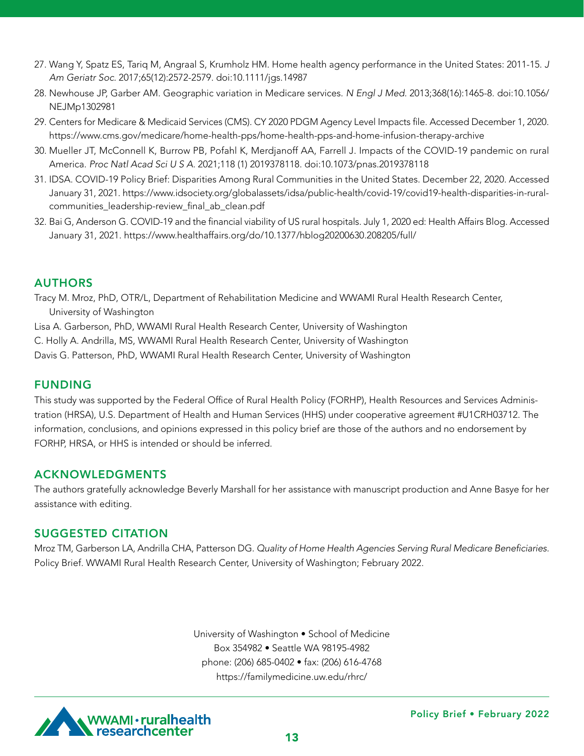27. Wang Y, Spatz ES, Tariq M, Angraal S, Krumholz HM. Home health agency performance in the United States: 2011-15. *J Am Geriatr Soc.* 2017;65(12):2572-2579. doi:10.1111/jgs.14987
28. Newhouse JP, Garber AM. Geographic variation in Medicare services. *N Engl J Med.* 2013;368(16):1465-8. doi:10.1056/NEJMp1302981
29. Centers for Medicare & Medicaid Services (CMS). CY 2020 PDGM Agency Level Impacts file. Accessed December 1, 2020. https://www.cms.gov/medicare/home-health-pps/home-health-pps-and-home-infusion-therapy-archive
30. Mueller JT, McConnell K, Burrow PB, Pofahl K, Merdjanoff AA, Farrell J. Impacts of the COVID-19 pandemic on rural America. *Proc Natl Acad Sci U S A.* 2021;118 (1) 2019378118. doi:10.1073/pnas.2019378118
31. IDSA. COVID-19 Policy Brief: Disparities Among Rural Communities in the United States. December 22, 2020. Accessed January 31, 2021. https://www.idsociety.org/globalassets/idsa/public-health/covid-19/covid19-health-disparities-in-rural-communities_leadership-review_final_ab_clean.pdf
32. Bai G, Anderson G. COVID-19 and the financial viability of US rural hospitals. July 1, 2020 ed: Health Affairs Blog. Accessed January 31, 2021. https://www.healthaffairs.org/do/10.1377/hblog20200630.208205/full/

## AUTHORS

Tracy M. Mroz, PhD, OTR/L, Department of Rehabilitation Medicine and WWAMI Rural Health Research Center, University of Washington

Lisa A. Garberson, PhD, WWAMI Rural Health Research Center, University of Washington

C. Holly A. Andrilla, MS, WWAMI Rural Health Research Center, University of Washington

Davis G. Patterson, PhD, WWAMI Rural Health Research Center, University of Washington

## FUNDING

This study was supported by the Federal Office of Rural Health Policy (FORHP), Health Resources and Services Administration (HRSA), U.S. Department of Health and Human Services (HHS) under cooperative agreement #U1CRH03712. The information, conclusions, and opinions expressed in this policy brief are those of the authors and no endorsement by FORHP, HRSA, or HHS is intended or should be inferred.

## ACKNOWLEDGMENTS

The authors gratefully acknowledge Beverly Marshall for her assistance with manuscript production and Anne Basye for her assistance with editing.

## SUGGESTED CITATION

Mroz TM, Garberson LA, Andrilla CHA, Patterson DG. *Quality of Home Health Agencies Serving Rural Medicare Beneficiaries.* Policy Brief. WWAMI Rural Health Research Center, University of Washington; February 2022.

University of Washington • School of Medicine
Box 354982 • Seattle WA 98195-4982
phone: (206) 685-0402 • fax: (206) 616-4768
https://familymedicine.uw.edu/rhrc/

WWAMI • ruralhealth researchcenter

Policy Brief • February 2022